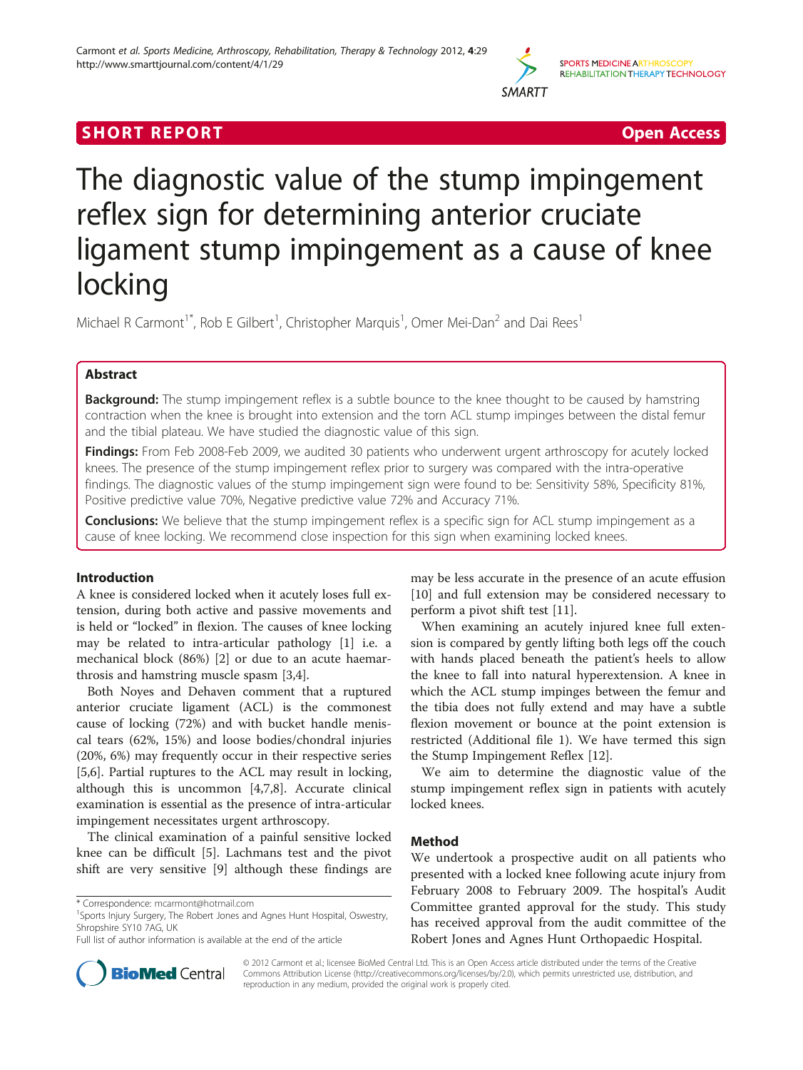**SHORT REPORT** **Open Access**

# The diagnostic value of the stump impingement reflex sign for determining anterior cruciate ligament stump impingement as a cause of knee locking

Michael R Carmont[1*], Rob E Gilbert[1], Christopher Marquis[1], Omer Mei-Dan[2] and Dai Rees[1]

## Abstract

**Background:** The stump impingement reflex is a subtle bounce to the knee thought to be caused by hamstring contraction when the knee is brought into extension and the torn ACL stump impinges between the distal femur and the tibial plateau. We have studied the diagnostic value of this sign.

**Findings:** From Feb 2008-Feb 2009, we audited 30 patients who underwent urgent arthroscopy for acutely locked knees. The presence of the stump impingement reflex prior to surgery was compared with the intra-operative findings. The diagnostic values of the stump impingement sign were found to be: Sensitivity 58%, Specificity 81%, Positive predictive value 70%, Negative predictive value 72% and Accuracy 71%.

**Conclusions:** We believe that the stump impingement reflex is a specific sign for ACL stump impingement as a cause of knee locking. We recommend close inspection for this sign when examining locked knees.

## Introduction

A knee is considered locked when it acutely loses full extension, during both active and passive movements and is held or "locked" in flexion. The causes of knee locking may be related to intra-articular pathology [1] i.e. a mechanical block (86%) [2] or due to an acute haemarthrosis and hamstring muscle spasm [3,4].

Both Noyes and Dehaven comment that a ruptured anterior cruciate ligament (ACL) is the commonest cause of locking (72%) and with bucket handle meniscal tears (62%, 15%) and loose bodies/chondral injuries (20%, 6%) may frequently occur in their respective series [5,6]. Partial ruptures to the ACL may result in locking, although this is uncommon [4,7,8]. Accurate clinical examination is essential as the presence of intra-articular impingement necessitates urgent arthroscopy.

The clinical examination of a painful sensitive locked knee can be difficult [5]. Lachmans test and the pivot shift are very sensitive [9] although these findings are may be less accurate in the presence of an acute effusion [10] and full extension may be considered necessary to perform a pivot shift test [11].

When examining an acutely injured knee full extension is compared by gently lifting both legs off the couch with hands placed beneath the patient's heels to allow the knee to fall into natural hyperextension. A knee in which the ACL stump impinges between the femur and the tibia does not fully extend and may have a subtle flexion movement or bounce at the point extension is restricted (Additional file 1). We have termed this sign the Stump Impingement Reflex [12].

We aim to determine the diagnostic value of the stump impingement reflex sign in patients with acutely locked knees.

## Method

We undertook a prospective audit on all patients who presented with a locked knee following acute injury from February 2008 to February 2009. The hospital's Audit Committee granted approval for the study. This study has received approval from the audit committee of the Robert Jones and Agnes Hunt Orthopaedic Hospital.

\* Correspondence: mcarmont@hotmail.com
[1]Sports Injury Surgery, The Robert Jones and Agnes Hunt Hospital, Oswestry, Shropshire SY10 7AG, UK
Full list of author information is available at the end of the article

© 2012 Carmont et al.; licensee BioMed Central Ltd. This is an Open Access article distributed under the terms of the Creative Commons Attribution License (http://creativecommons.org/licenses/by/2.0), which permits unrestricted use, distribution, and reproduction in any medium, provided the original work is properly cited.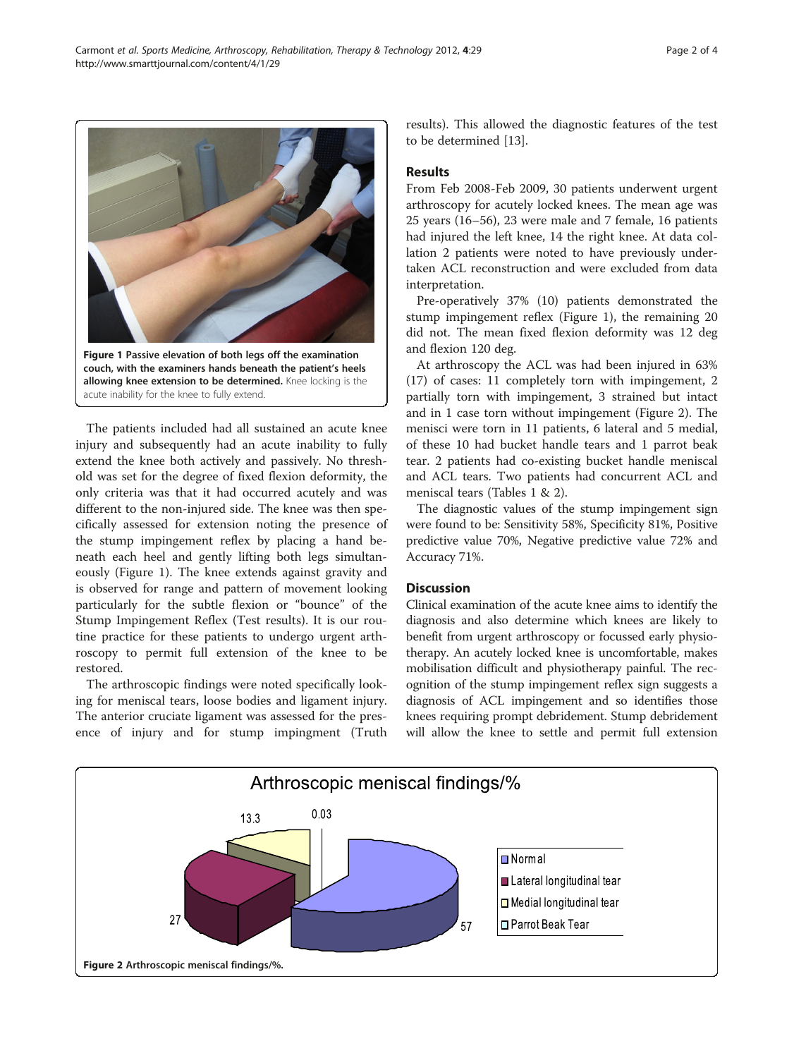Figure 1 **Passive elevation of both legs off the examination couch, with the examiners hands beneath the patient's heels allowing knee extension to be determined.** Knee locking is the acute inability for the knee to fully extend.

The patients included had all sustained an acute knee injury and subsequently had an acute inability to fully extend the knee both actively and passively. No threshold was set for the degree of fixed flexion deformity, the only criteria was that it had occurred acutely and was different to the non-injured side. The knee was then specifically assessed for extension noting the presence of the stump impingement reflex by placing a hand beneath each heel and gently lifting both legs simultaneously (Figure 1). The knee extends against gravity and is observed for range and pattern of movement looking particularly for the subtle flexion or "bounce" of the Stump Impingement Reflex (Test results). It is our routine practice for these patients to undergo urgent arthroscopy to permit full extension of the knee to be restored.

The arthroscopic findings were noted specifically looking for meniscal tears, loose bodies and ligament injury. The anterior cruciate ligament was assessed for the presence of injury and for stump impingment (Truth results). This allowed the diagnostic features of the test to be determined [13].

## Results

From Feb 2008-Feb 2009, 30 patients underwent urgent arthroscopy for acutely locked knees. The mean age was 25 years (16–56), 23 were male and 7 female, 16 patients had injured the left knee, 14 the right knee. At data collation 2 patients were noted to have previously undertaken ACL reconstruction and were excluded from data interpretation.

Pre-operatively 37% (10) patients demonstrated the stump impingement reflex (Figure 1), the remaining 20 did not. The mean fixed flexion deformity was 12 deg and flexion 120 deg.

At arthroscopy the ACL was had been injured in 63% (17) of cases: 11 completely torn with impingement, 2 partially torn with impingement, 3 strained but intact and in 1 case torn without impingement (Figure 2). The menisci were torn in 11 patients, 6 lateral and 5 medial, of these 10 had bucket handle tears and 1 parrot beak tear. 2 patients had co-existing bucket handle meniscal and ACL tears. Two patients had concurrent ACL and meniscal tears (Tables 1 & 2).

The diagnostic values of the stump impingement sign were found to be: Sensitivity 58%, Specificity 81%, Positive predictive value 70%, Negative predictive value 72% and Accuracy 71%.

## Discussion

Clinical examination of the acute knee aims to identify the diagnosis and also determine which knees are likely to benefit from urgent arthroscopy or focussed early physiotherapy. An acutely locked knee is uncomfortable, makes mobilisation difficult and physiotherapy painful. The recognition of the stump impingement reflex sign suggests a diagnosis of ACL impingement and so identifies those knees requiring prompt debridement. Stump debridement will allow the knee to settle and permit full extension

Figure 2 **Arthroscopic meniscal findings/%.**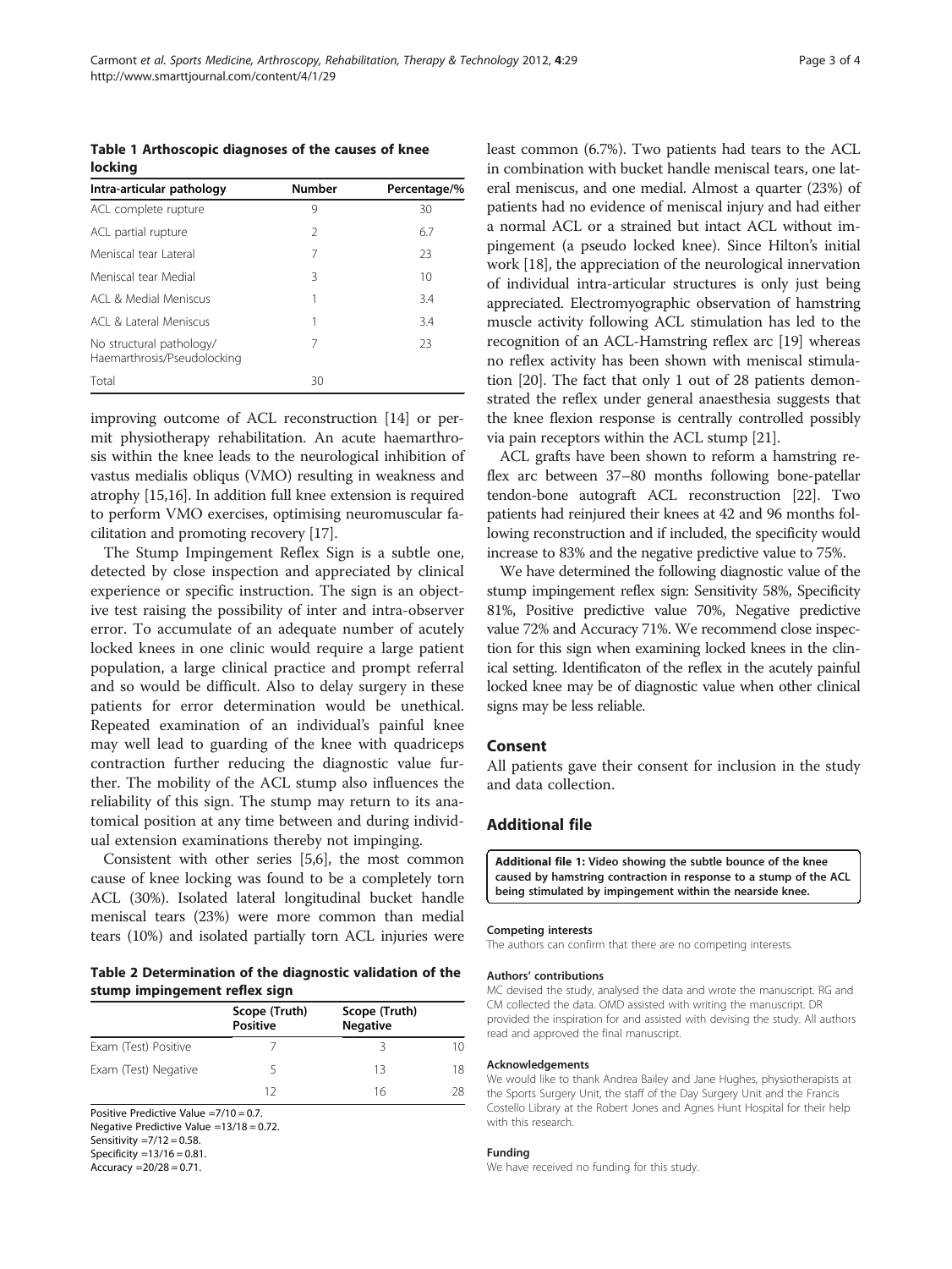**Table 1 Arthoscopic diagnoses of the causes of knee locking**

| Intra-articular pathology | Number | Percentage/% |
|---|---|---|
| ACL complete rupture | 9 | 30 |
| ACL partial rupture | 2 | 6.7 |
| Meniscal tear Lateral | 7 | 23 |
| Meniscal tear Medial | 3 | 10 |
| ACL & Medial Meniscus | 1 | 3.4 |
| ACL & Lateral Meniscus | 1 | 3.4 |
| No structural pathology/ Haemarthrosis/Pseudolocking | 7 | 23 |
| Total | 30 | |

improving outcome of ACL reconstruction [14] or permit physiotherapy rehabilitation. An acute haemarthrosis within the knee leads to the neurological inhibition of vastus medialis obliquus (VMO) resulting in weakness and atrophy [15,16]. In addition full knee extension is required to perform VMO exercises, optimising neuromuscular facilitation and promoting recovery [17].

The Stump Impingement Reflex Sign is a subtle one, detected by close inspection and appreciated by clinical experience or specific instruction. The sign is an objective test raising the possibility of inter and intra-observer error. To accumulate of an adequate number of acutely locked knees in one clinic would require a large patient population, a large clinical practice and prompt referral and so would be difficult. Also to delay surgery in these patients for error determination would be unethical. Repeated examination of an individual's painful knee may well lead to guarding of the knee with quadriceps contraction further reducing the diagnostic value further. The mobility of the ACL stump also influences the reliability of this sign. The stump may return to its anatomical position at any time between and during individual extension examinations thereby not impinging.

Consistent with other series [5,6], the most common cause of knee locking was found to be a completely torn ACL (30%). Isolated lateral longitudinal bucket handle meniscal tears (23%) were more common than medial tears (10%) and isolated partially torn ACL injuries were least common (6.7%). Two patients had tears to the ACL in combination with bucket handle meniscal tears, one lateral meniscus, and one medial. Almost a quarter (23%) of patients had no evidence of meniscal injury and had either a normal ACL or a strained but intact ACL without impingement (a pseudo locked knee). Since Hilton's initial work [18], the appreciation of the neurological innervation of individual intra-articular structures is only just being appreciated. Electromyographic observation of hamstring muscle activity following ACL stimulation has led to the recognition of an ACL-Hamstring reflex arc [19] whereas no reflex activity has been shown with meniscal stimulation [20]. The fact that only 1 out of 28 patients demonstrated the reflex under general anaesthesia suggests that the knee flexion response is centrally controlled possibly via pain receptors within the ACL stump [21].

**Table 2 Determination of the diagnostic validation of the stump impingement reflex sign**

| | Scope (Truth) Positive | Scope (Truth) Negative | |
|---|---|---|---|
| Exam (Test) Positive | 7 | 3 | 10 |
| Exam (Test) Negative | 5 | 13 | 18 |
| | 12 | 16 | 28 |

Positive Predictive Value = 7/10 = 0.7.
Negative Predictive Value = 13/18 = 0.72.
Sensitivity = 7/12 = 0.58.
Specificity = 13/16 = 0.81.
Accuracy = 20/28 = 0.71.

ACL grafts have been shown to reform a hamstring reflex arc between 37–80 months following bone-patellar tendon-bone autograft ACL reconstruction [22]. Two patients had reinjured their knees at 42 and 96 months following reconstruction and if included, the specificity would increase to 83% and the negative predictive value to 75%.

We have determined the following diagnostic value of the stump impingement reflex sign: Sensitivity 58%, Specificity 81%, Positive predictive value 70%, Negative predictive value 72% and Accuracy 71%. We recommend close inspection for this sign when examining locked knees in the clinical setting. Identificaton of the reflex in the acutely painful locked knee may be of diagnostic value when other clinical signs may be less reliable.

## Consent

All patients gave their consent for inclusion in the study and data collection.

## Additional file

**Additional file 1: Video showing the subtle bounce of the knee caused by hamstring contraction in response to a stump of the ACL being stimulated by impingement within the nearside knee.**

#### Competing interests

The authors can confirm that there are no competing interests.

#### Authors' contributions

MC devised the study, analysed the data and wrote the manuscript. RG and CM collected the data. OMD assisted with writing the manuscript. DR provided the inspiration for and assisted with devising the study. All authors read and approved the final manuscript.

#### Acknowledgements

We would like to thank Andrea Bailey and Jane Hughes, physiotherapists at the Sports Surgery Unit, the staff of the Day Surgery Unit and the Francis Costello Library at the Robert Jones and Agnes Hunt Hospital for their help with this research.

#### Funding

We have received no funding for this study.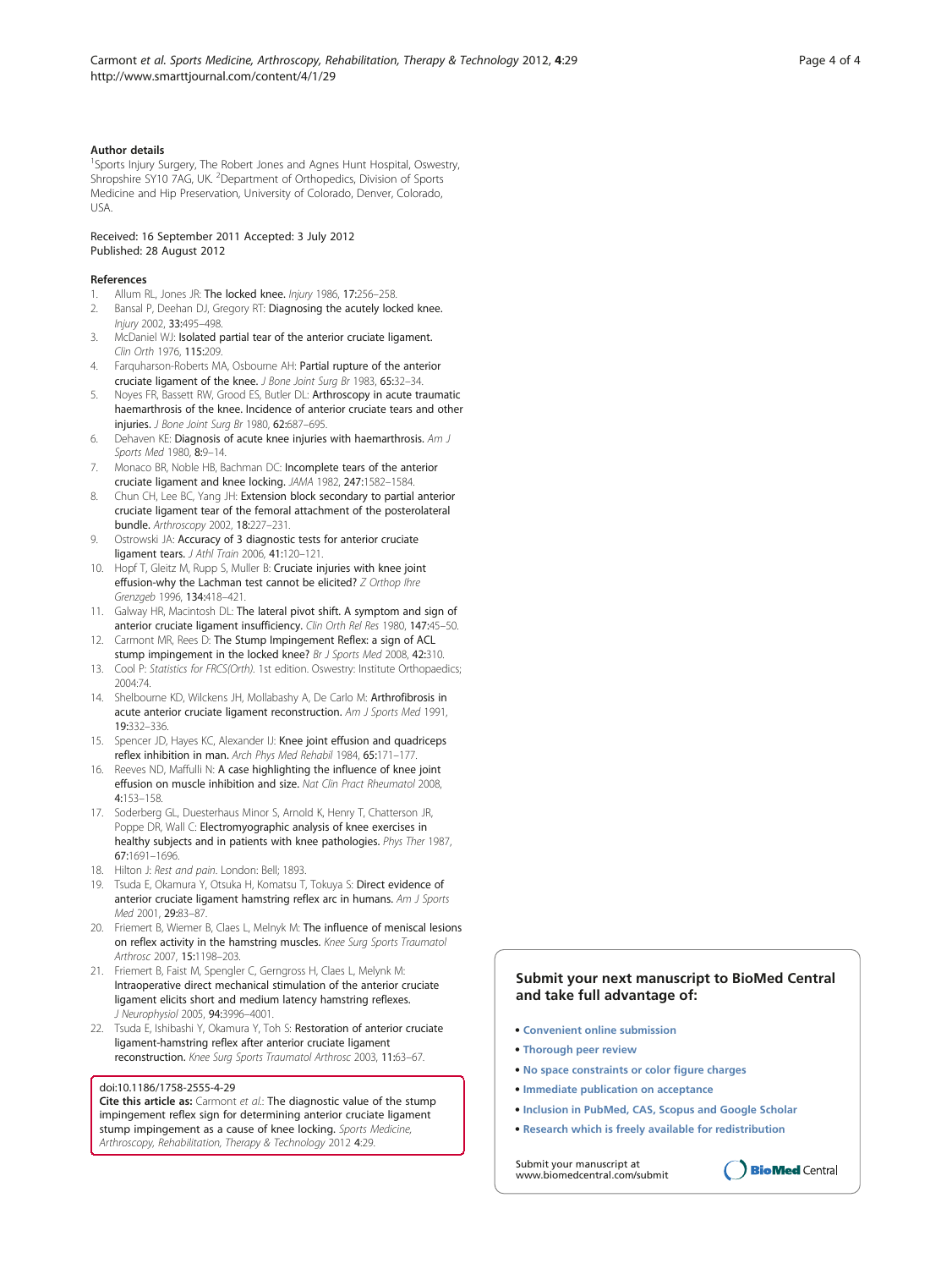#### Author details

[1]Sports Injury Surgery, The Robert Jones and Agnes Hunt Hospital, Oswestry, Shropshire SY10 7AG, UK. [2]Department of Orthopedics, Division of Sports Medicine and Hip Preservation, University of Colorado, Denver, Colorado, USA.

Received: 16 September 2011 Accepted: 3 July 2012
Published: 28 August 2012

#### References

1. Allum RL, Jones JR: **The locked knee.** *Injury* 1986, **17:**256–258.
2. Bansal P, Deehan DJ, Gregory RT: **Diagnosing the acutely locked knee.** *Injury* 2002, **33:**495–498.
3. McDaniel WJ: **Isolated partial tear of the anterior cruciate ligament.** *Clin Orth* 1976, **115:**209.
4. Farquharson-Roberts MA, Osbourne AH: **Partial rupture of the anterior cruciate ligament of the knee.** *J Bone Joint Surg Br* 1983, **65:**32–34.
5. Noyes FR, Bassett RW, Grood ES, Butler DL: **Arthroscopy in acute traumatic haemarthrosis of the knee. Incidence of anterior cruciate tears and other injuries.** *J Bone Joint Surg Br* 1980, **62:**687–695.
6. Dehaven KE: **Diagnosis of acute knee injuries with haemarthrosis.** *Am J Sports Med* 1980, **8:**9–14.
7. Monaco BR, Noble HB, Bachman DC: **Incomplete tears of the anterior cruciate ligament and knee locking.** *JAMA* 1982, **247:**1582–1584.
8. Chun CH, Lee BC, Yang JH: **Extension block secondary to partial anterior cruciate ligament tear of the femoral attachment of the posterolateral bundle.** *Arthroscopy* 2002, **18:**227–231.
9. Ostrowski JA: **Accuracy of 3 diagnostic tests for anterior cruciate ligament tears.** *J Athl Train* 2006, **41:**120–121.
10. Hopf T, Gleitz M, Rupp S, Muller B: **Cruciate injuries with knee joint effusion-why the Lachman test cannot be elicited?** *Z Orthop Ihre Grenzgeb* 1996, **134:**418–421.
11. Galway HR, Macintosh DL: **The lateral pivot shift. A symptom and sign of anterior cruciate ligament insufficiency.** *Clin Orth Rel Res* 1980, **147:**45–50.
12. Carmont MR, Rees D: **The Stump Impingement Reflex: a sign of ACL stump impingement in the locked knee?** *Br J Sports Med* 2008, **42:**310.
13. Cool P: *Statistics for FRCS(Orth).* 1st edition. Oswestry: Institute Orthopaedics; 2004:74.
14. Shelbourne KD, Wilckens JH, Mollabashy A, De Carlo M: **Arthrofibrosis in acute anterior cruciate ligament reconstruction.** *Am J Sports Med* 1991, **19:**332–336.
15. Spencer JD, Hayes KC, Alexander IJ: **Knee joint effusion and quadriceps reflex inhibition in man.** *Arch Phys Med Rehabil* 1984, **65:**171–177.
16. Reeves ND, Maffulli N: **A case highlighting the influence of knee joint effusion on muscle inhibition and size.** *Nat Clin Pract Rheumatol* 2008, **4:**153–158.
17. Soderberg GL, Duesterhaus Minor S, Arnold K, Henry T, Chatterson JR, Poppe DR, Wall C: **Electromyographic analysis of knee exercises in healthy subjects and in patients with knee pathologies.** *Phys Ther* 1987, **67:**1691–1696.
18. Hilton J: *Rest and pain.* London: Bell; 1893.
19. Tsuda E, Okamura Y, Otsuka H, Komatsu T, Tokuya S: **Direct evidence of anterior cruciate ligament hamstring reflex arc in humans.** *Am J Sports Med* 2001, **29:**83–87.
20. Friemert B, Wiemer B, Claes L, Melnyk M: **The influence of meniscal lesions on reflex activity in the hamstring muscles.** *Knee Surg Sports Traumatol Arthrosc* 2007, **15:**1198–203.
21. Friemert B, Faist M, Spengler C, Gerngross H, Claes L, Melnyk M: **Intraoperative direct mechanical stimulation of the anterior cruciate ligament elicits short and medium latency hamstring reflexes.** *J Neurophysiol* 2005, **94:**3996–4001.
22. Tsuda E, Ishibashi Y, Okamura Y, Toh S: **Restoration of anterior cruciate ligament-hamstring reflex after anterior cruciate ligament reconstruction.** *Knee Surg Sports Traumatol Arthrosc* 2003, **11:**63–67.

doi:10.1186/1758-2555-4-29
**Cite this article as:** Carmont *et al.*: The diagnostic value of the stump impingement reflex sign for determining anterior cruciate ligament stump impingement as a cause of knee locking. *Sports Medicine, Arthroscopy, Rehabilitation, Therapy & Technology* 2012 **4**:29.

**Submit your next manuscript to BioMed Central and take full advantage of:**

- Convenient online submission
- Thorough peer review
- No space constraints or color figure charges
- Immediate publication on acceptance
- Inclusion in PubMed, CAS, Scopus and Google Scholar
- Research which is freely available for redistribution

Submit your manuscript at
www.biomedcentral.com/submit

BioMed Central